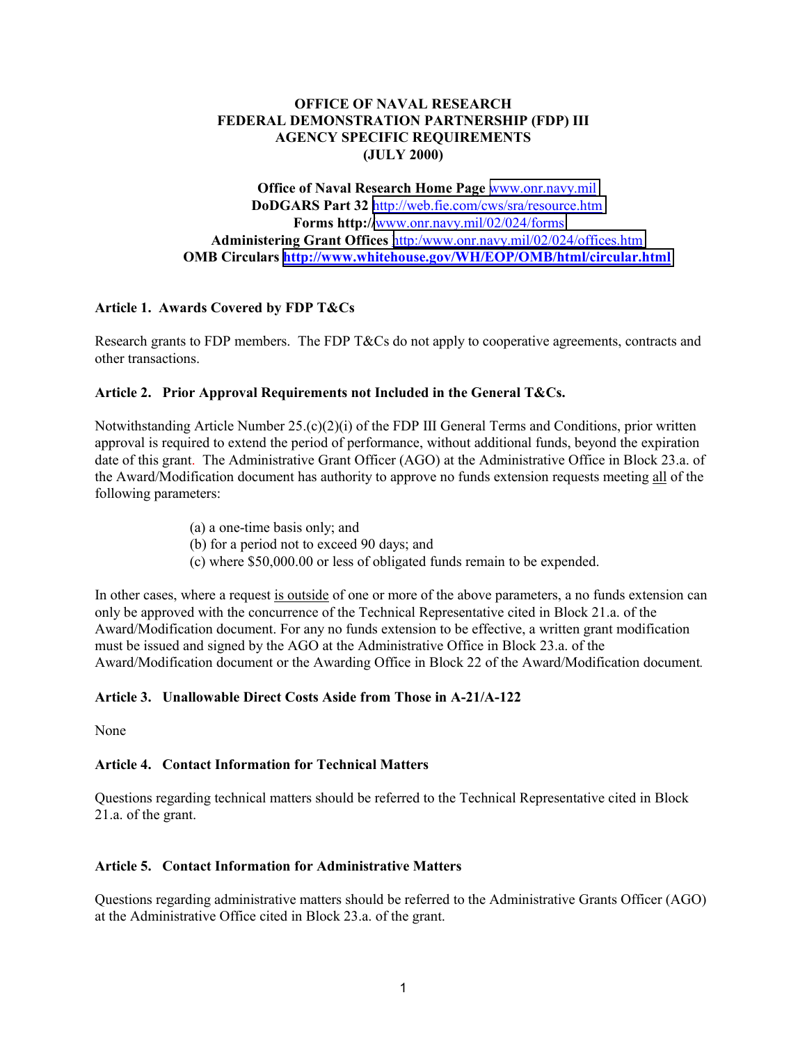**OFFICE OF NAVAL RESEARCH**
**FEDERAL DEMONSTRATION PARTNERSHIP (FDP) III**
**AGENCY SPECIFIC REQUIREMENTS**
**(JULY 2000)**

**Office of Naval Research Home Page** www.onr.navy.mil
**DoDGARS Part 32** http://web.fie.com/cws/sra/resource.htm
**Forms http://**www.onr.navy.mil/02/024/forms
**Administering Grant Offices** http:/www.onr.navy.mil/02/024/offices.htm
**OMB Circulars** **http://www.whitehouse.gov/WH/EOP/OMB/html/circular.html**

### Article 1. Awards Covered by FDP T&Cs

Research grants to FDP members. The FDP T&Cs do not apply to cooperative agreements, contracts and other transactions.

### Article 2. Prior Approval Requirements not Included in the General T&Cs.

Notwithstanding Article Number 25.(c)(2)(i) of the FDP III General Terms and Conditions, prior written approval is required to extend the period of performance, without additional funds, beyond the expiration date of this grant. The Administrative Grant Officer (AGO) at the Administrative Office in Block 23.a. of the Award/Modification document has authority to approve no funds extension requests meeting all of the following parameters:

(a) a one-time basis only; and
(b) for a period not to exceed 90 days; and
(c) where $50,000.00 or less of obligated funds remain to be expended.

In other cases, where a request is outside of one or more of the above parameters, a no funds extension can only be approved with the concurrence of the Technical Representative cited in Block 21.a. of the Award/Modification document. For any no funds extension to be effective, a written grant modification must be issued and signed by the AGO at the Administrative Office in Block 23.a. of the Award/Modification document or the Awarding Office in Block 22 of the Award/Modification document.

### Article 3. Unallowable Direct Costs Aside from Those in A-21/A-122

None

### Article 4. Contact Information for Technical Matters

Questions regarding technical matters should be referred to the Technical Representative cited in Block 21.a. of the grant.

### Article 5. Contact Information for Administrative Matters

Questions regarding administrative matters should be referred to the Administrative Grants Officer (AGO) at the Administrative Office cited in Block 23.a. of the grant.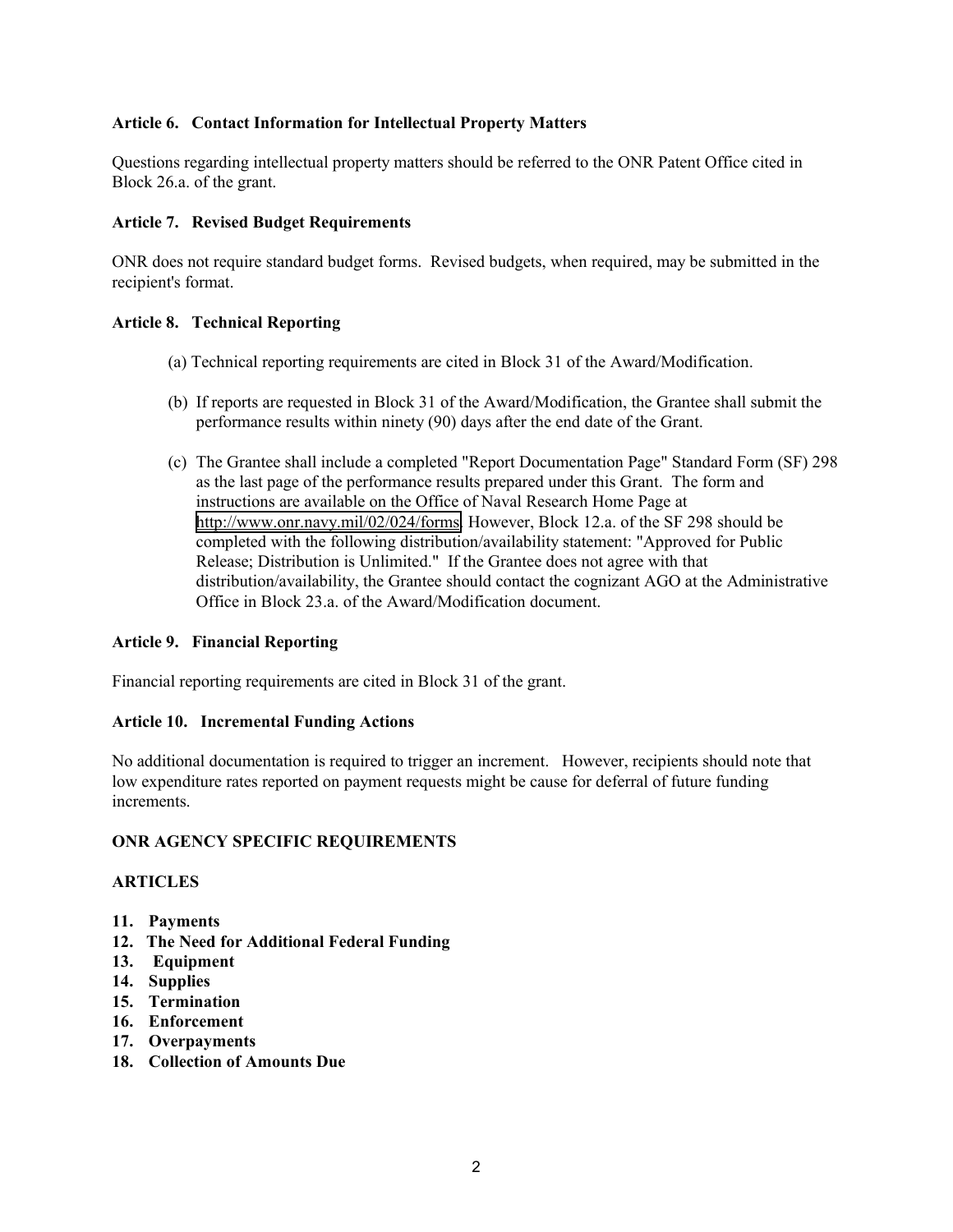**Article 6. Contact Information for Intellectual Property Matters**

Questions regarding intellectual property matters should be referred to the ONR Patent Office cited in Block 26.a. of the grant.

**Article 7. Revised Budget Requirements**

ONR does not require standard budget forms. Revised budgets, when required, may be submitted in the recipient's format.

**Article 8. Technical Reporting**

(a) Technical reporting requirements are cited in Block 31 of the Award/Modification.

(b) If reports are requested in Block 31 of the Award/Modification, the Grantee shall submit the performance results within ninety (90) days after the end date of the Grant.

(c) The Grantee shall include a completed "Report Documentation Page" Standard Form (SF) 298 as the last page of the performance results prepared under this Grant. The form and instructions are available on the Office of Naval Research Home Page at http://www.onr.navy.mil/02/024/forms. However, Block 12.a. of the SF 298 should be completed with the following distribution/availability statement: "Approved for Public Release; Distribution is Unlimited." If the Grantee does not agree with that distribution/availability, the Grantee should contact the cognizant AGO at the Administrative Office in Block 23.a. of the Award/Modification document.

**Article 9. Financial Reporting**

Financial reporting requirements are cited in Block 31 of the grant.

**Article 10. Incremental Funding Actions**

No additional documentation is required to trigger an increment. However, recipients should note that low expenditure rates reported on payment requests might be cause for deferral of future funding increments.

**ONR AGENCY SPECIFIC REQUIREMENTS**

**ARTICLES**

**11. Payments**
**12. The Need for Additional Federal Funding**
**13. Equipment**
**14. Supplies**
**15. Termination**
**16. Enforcement**
**17. Overpayments**
**18. Collection of Amounts Due**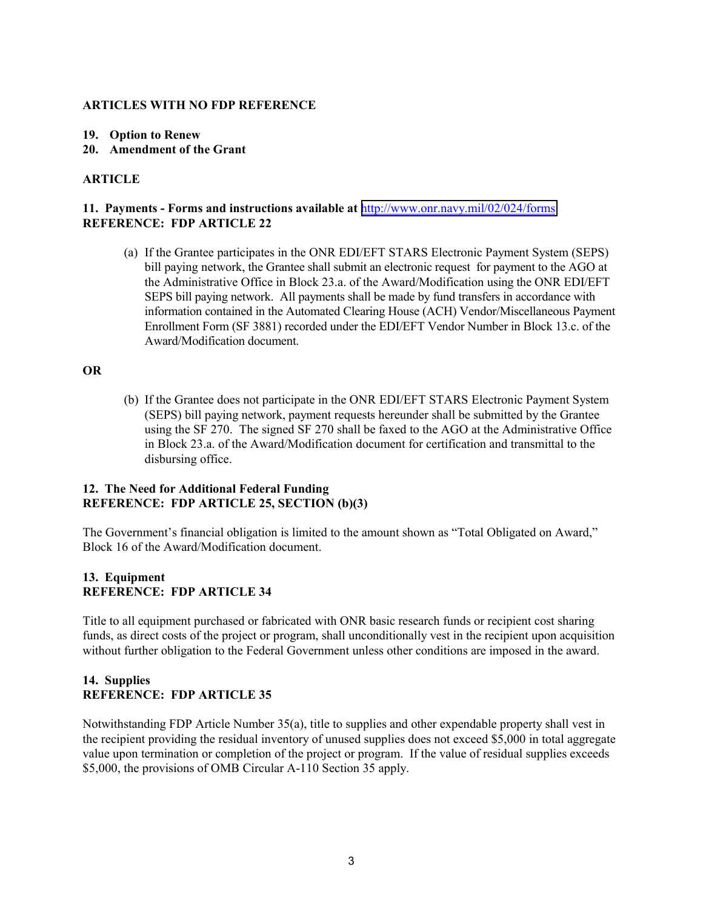**ARTICLES WITH NO FDP REFERENCE**

**19. Option to Renew**
**20. Amendment of the Grant**

**ARTICLE**

**11. Payments - Forms and instructions available at [http://www.onr.navy.mil/02/024/forms](http://www.onr.navy.mil/02/024/forms)**
**REFERENCE: FDP ARTICLE 22**

(a) If the Grantee participates in the ONR EDI/EFT STARS Electronic Payment System (SEPS) bill paying network, the Grantee shall submit an electronic request for payment to the AGO at the Administrative Office in Block 23.a. of the Award/Modification using the ONR EDI/EFT SEPS bill paying network. All payments shall be made by fund transfers in accordance with information contained in the Automated Clearing House (ACH) Vendor/Miscellaneous Payment Enrollment Form (SF 3881) recorded under the EDI/EFT Vendor Number in Block 13.c. of the Award/Modification document.

**OR**

(b) If the Grantee does not participate in the ONR EDI/EFT STARS Electronic Payment System (SEPS) bill paying network, payment requests hereunder shall be submitted by the Grantee using the SF 270. The signed SF 270 shall be faxed to the AGO at the Administrative Office in Block 23.a. of the Award/Modification document for certification and transmittal to the disbursing office.

**12. The Need for Additional Federal Funding**
**REFERENCE: FDP ARTICLE 25, SECTION (b)(3)**

The Government's financial obligation is limited to the amount shown as "Total Obligated on Award," Block 16 of the Award/Modification document.

**13. Equipment**
**REFERENCE: FDP ARTICLE 34**

Title to all equipment purchased or fabricated with ONR basic research funds or recipient cost sharing funds, as direct costs of the project or program, shall unconditionally vest in the recipient upon acquisition without further obligation to the Federal Government unless other conditions are imposed in the award.

**14. Supplies**
**REFERENCE: FDP ARTICLE 35**

Notwithstanding FDP Article Number 35(a), title to supplies and other expendable property shall vest in the recipient providing the residual inventory of unused supplies does not exceed $5,000 in total aggregate value upon termination or completion of the project or program. If the value of residual supplies exceeds $5,000, the provisions of OMB Circular A-110 Section 35 apply.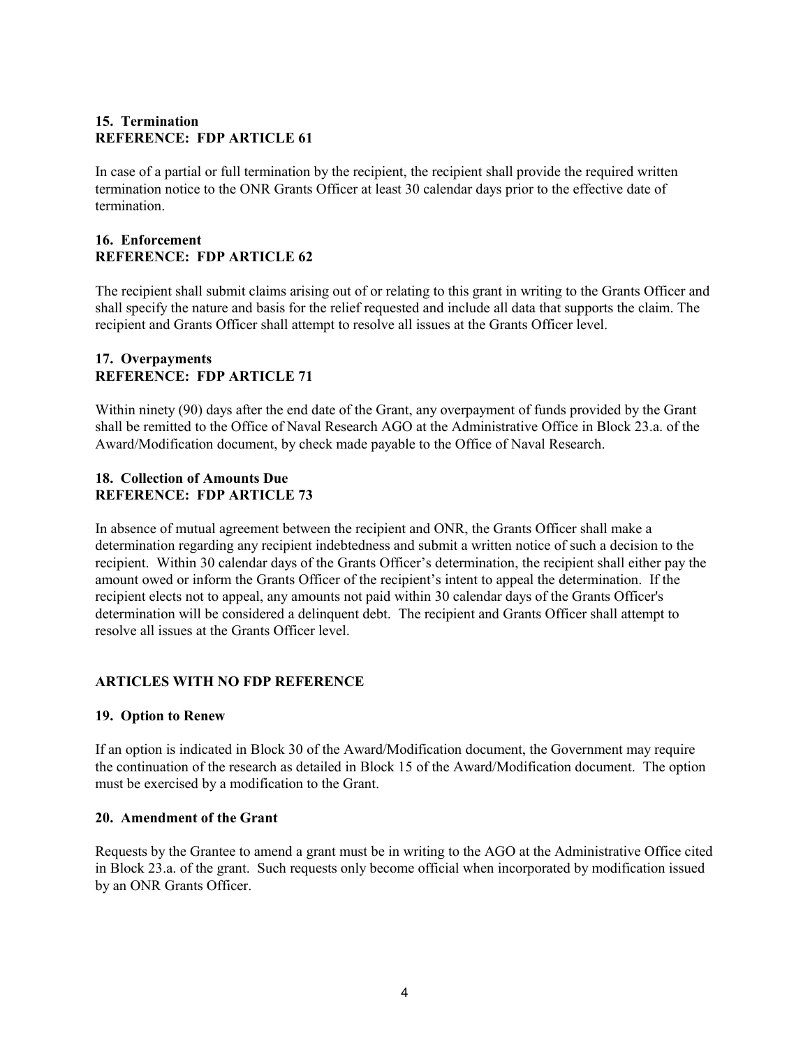### 15. Termination
**REFERENCE: FDP ARTICLE 61**

In case of a partial or full termination by the recipient, the recipient shall provide the required written termination notice to the ONR Grants Officer at least 30 calendar days prior to the effective date of termination.

### 16. Enforcement
**REFERENCE: FDP ARTICLE 62**

The recipient shall submit claims arising out of or relating to this grant in writing to the Grants Officer and shall specify the nature and basis for the relief requested and include all data that supports the claim. The recipient and Grants Officer shall attempt to resolve all issues at the Grants Officer level.

### 17. Overpayments
**REFERENCE: FDP ARTICLE 71**

Within ninety (90) days after the end date of the Grant, any overpayment of funds provided by the Grant shall be remitted to the Office of Naval Research AGO at the Administrative Office in Block 23.a. of the Award/Modification document, by check made payable to the Office of Naval Research.

### 18. Collection of Amounts Due
**REFERENCE: FDP ARTICLE 73**

In absence of mutual agreement between the recipient and ONR, the Grants Officer shall make a determination regarding any recipient indebtedness and submit a written notice of such a decision to the recipient. Within 30 calendar days of the Grants Officer's determination, the recipient shall either pay the amount owed or inform the Grants Officer of the recipient's intent to appeal the determination. If the recipient elects not to appeal, any amounts not paid within 30 calendar days of the Grants Officer's determination will be considered a delinquent debt. The recipient and Grants Officer shall attempt to resolve all issues at the Grants Officer level.

## ARTICLES WITH NO FDP REFERENCE

### 19. Option to Renew

If an option is indicated in Block 30 of the Award/Modification document, the Government may require the continuation of the research as detailed in Block 15 of the Award/Modification document. The option must be exercised by a modification to the Grant.

### 20. Amendment of the Grant

Requests by the Grantee to amend a grant must be in writing to the AGO at the Administrative Office cited in Block 23.a. of the grant. Such requests only become official when incorporated by modification issued by an ONR Grants Officer.